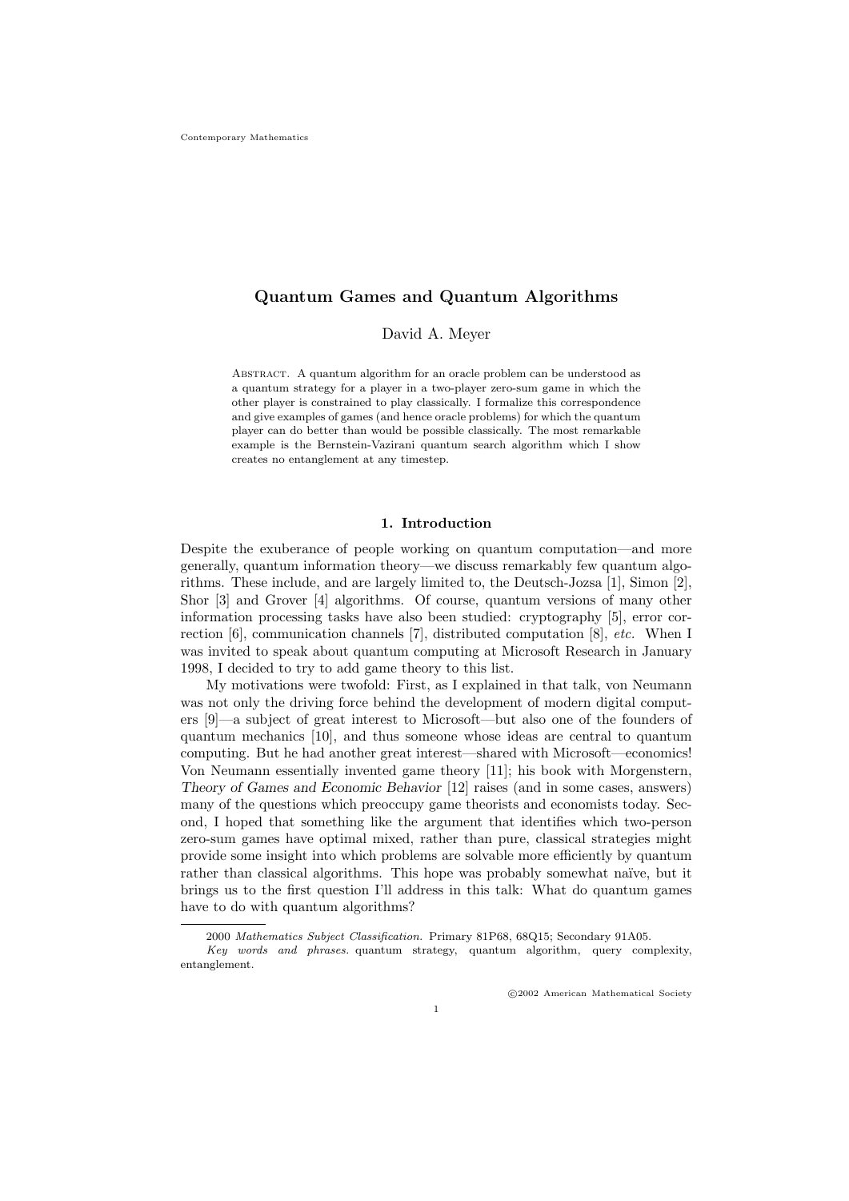# Quantum Games and Quantum Algorithms

David A. Meyer

Abstract. A quantum algorithm for an oracle problem can be understood as a quantum strategy for a player in a two-player zero-sum game in which the other player is constrained to play classically. I formalize this correspondence and give examples of games (and hence oracle problems) for which the quantum player can do better than would be possible classically. The most remarkable example is the Bernstein-Vazirani quantum search algorithm which I show creates no entanglement at any timestep.

## 1. Introduction

Despite the exuberance of people working on quantum computation—and more generally, quantum information theory—we discuss remarkably few quantum algorithms. These include, and are largely limited to, the Deutsch-Jozsa [1], Simon [2], Shor [3] and Grover [4] algorithms. Of course, quantum versions of many other information processing tasks have also been studied: cryptography [5], error correction [6], communication channels [7], distributed computation [8], *etc.* When I was invited to speak about quantum computing at Microsoft Research in January 1998, I decided to try to add game theory to this list.

My motivations were twofold: First, as I explained in that talk, von Neumann was not only the driving force behind the development of modern digital computers [9]—a subject of great interest to Microsoft—but also one of the founders of quantum mechanics [10], and thus someone whose ideas are central to quantum computing. But he had another great interest—shared with Microsoft—economics! Von Neumann essentially invented game theory [11]; his book with Morgenstern, *Theory of Games and Economic Behavior* [12] raises (and in some cases, answers) many of the questions which preoccupy game theorists and economists today. Second, I hoped that something like the argument that identifies which two-person zero-sum games have optimal mixed, rather than pure, classical strategies might provide some insight into which problems are solvable more efficiently by quantum rather than classical algorithms. This hope was probably somewhat naïve, but it brings us to the first question I'll address in this talk: What do quantum games have to do with quantum algorithms?

---

2000 *Mathematics Subject Classification.* Primary 81P68, 68Q15; Secondary 91A05.

*Key words and phrases.* quantum strategy, quantum algorithm, query complexity, entanglement.

©2002 American Mathematical Society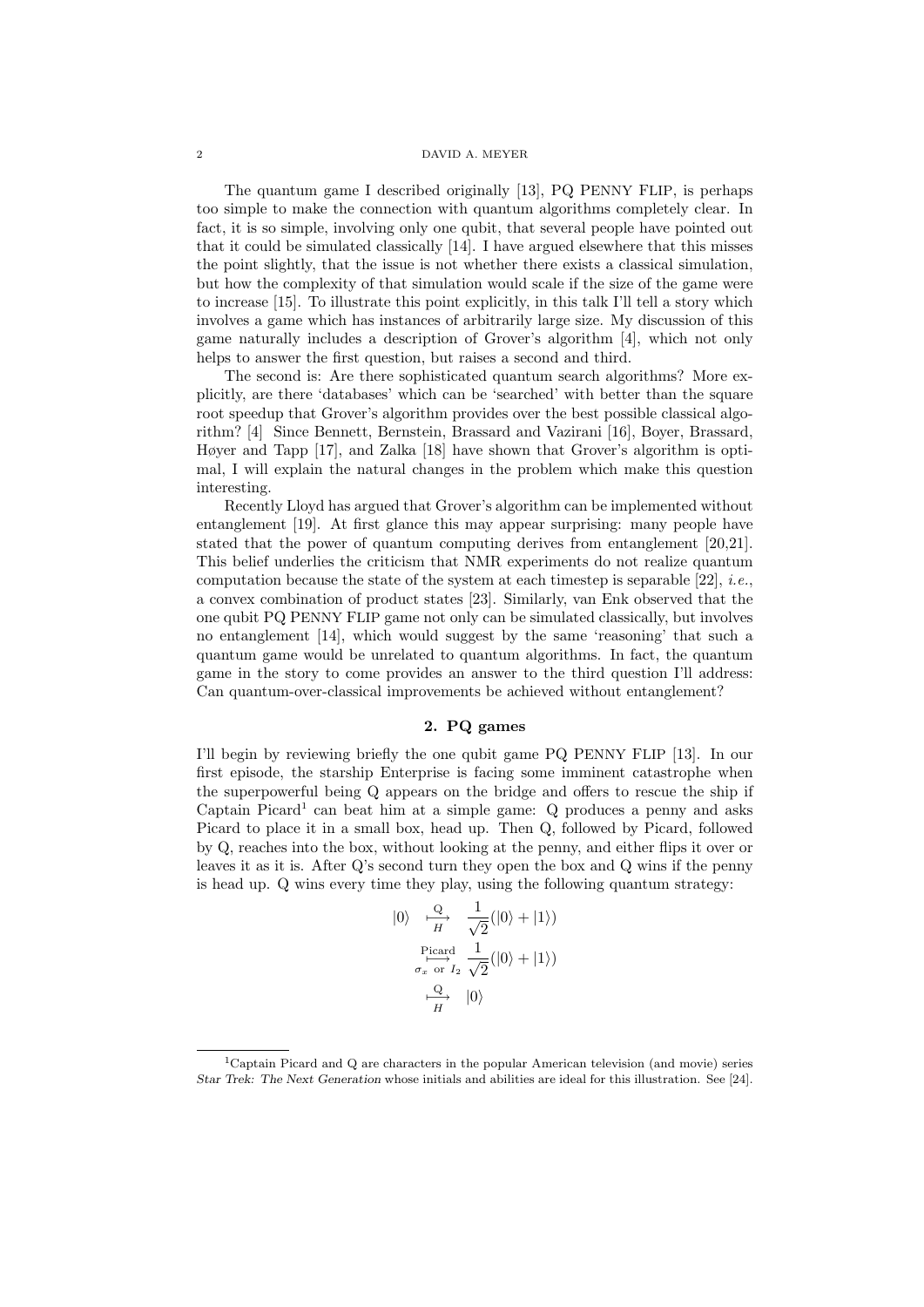The quantum game I described originally [13], PQ PENNY FLIP, is perhaps too simple to make the connection with quantum algorithms completely clear. In fact, it is so simple, involving only one qubit, that several people have pointed out that it could be simulated classically [14]. I have argued elsewhere that this misses the point slightly, that the issue is not whether there exists a classical simulation, but how the complexity of that simulation would scale if the size of the game were to increase [15]. To illustrate this point explicitly, in this talk I'll tell a story which involves a game which has instances of arbitrarily large size. My discussion of this game naturally includes a description of Grover's algorithm [4], which not only helps to answer the first question, but raises a second and third.

The second is: Are there sophisticated quantum search algorithms? More explicitly, are there 'databases' which can be 'searched' with better than the square root speedup that Grover's algorithm provides over the best possible classical algorithm? [4] Since Bennett, Bernstein, Brassard and Vazirani [16], Boyer, Brassard, Høyer and Tapp [17], and Zalka [18] have shown that Grover's algorithm is optimal, I will explain the natural changes in the problem which make this question interesting.

Recently Lloyd has argued that Grover's algorithm can be implemented without entanglement [19]. At first glance this may appear surprising: many people have stated that the power of quantum computing derives from entanglement [20,21]. This belief underlies the criticism that NMR experiments do not realize quantum computation because the state of the system at each timestep is separable [22], *i.e.*, a convex combination of product states [23]. Similarly, van Enk observed that the one qubit PQ PENNY FLIP game not only can be simulated classically, but involves no entanglement [14], which would suggest by the same 'reasoning' that such a quantum game would be unrelated to quantum algorithms. In fact, the quantum game in the story to come provides an answer to the third question I'll address: Can quantum-over-classical improvements be achieved without entanglement?

## 2. PQ games

I'll begin by reviewing briefly the one qubit game PQ PENNY FLIP [13]. In our first episode, the starship Enterprise is facing some imminent catastrophe when the superpowerful being Q appears on the bridge and offers to rescue the ship if Captain Picard[1] can beat him at a simple game: Q produces a penny and asks Picard to place it in a small box, head up. Then Q, followed by Picard, followed by Q, reaches into the box, without looking at the penny, and either flips it over or leaves it as it is. After Q's second turn they open the box and Q wins if the penny is head up. Q wins every time they play, using the following quantum strategy:

$$
\begin{aligned}
|0\rangle \quad &\underset{H}{\overset{\mathrm{Q}}{\longmapsto}} \quad \frac{1}{\sqrt{2}}(|0\rangle + |1\rangle) \\
&\underset{\sigma_x \text{ or } I_2}{\overset{\text{Picard}}{\longmapsto}} \frac{1}{\sqrt{2}}(|0\rangle + |1\rangle) \\
&\underset{H}{\overset{\mathrm{Q}}{\longmapsto}} \quad |0\rangle
\end{aligned}
$$

[1] Captain Picard and Q are characters in the popular American television (and movie) series *Star Trek: The Next Generation* whose initials and abilities are ideal for this illustration. See [24].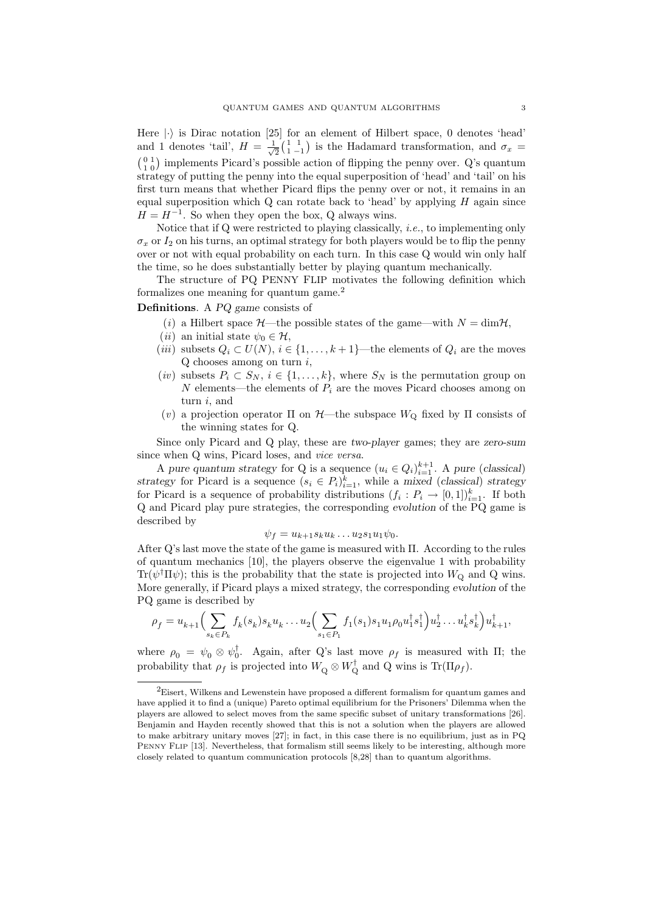Here $|\cdot\rangle$ is Dirac notation [25] for an element of Hilbert space, 0 denotes 'head' and 1 denotes 'tail', $H = \frac{1}{\sqrt{2}}\left(\begin{smallmatrix} 1 & 1 \\ 1 & -1 \end{smallmatrix}\right)$ is the Hadamard transformation, and $\sigma_x = \left(\begin{smallmatrix} 0 & 1 \\ 1 & 0 \end{smallmatrix}\right)$ implements Picard's possible action of flipping the penny over. Q's quantum strategy of putting the penny into the equal superposition of 'head' and 'tail' on his first turn means that whether Picard flips the penny over or not, it remains in an equal superposition which Q can rotate back to 'head' by applying $H$ again since $H = H^{-1}$. So when they open the box, Q always wins.

Notice that if Q were restricted to playing classically, *i.e.*, to implementing only $\sigma_x$ or $I_2$ on his turns, an optimal strategy for both players would be to flip the penny over or not with equal probability on each turn. In this case Q would win only half the time, so he does substantially better by playing quantum mechanically.

The structure of PQ PENNY FLIP motivates the following definition which formalizes one meaning for quantum game.[2]

**Definitions**. A *PQ game* consists of

- ($i$) a Hilbert space $\mathcal{H}$—the possible states of the game—with $N = \dim\mathcal{H}$,
- ($ii$) an initial state $\psi_0 \in \mathcal{H}$,
- ($iii$) subsets $Q_i \subset U(N)$, $i \in \{1, \ldots, k+1\}$—the elements of $Q_i$ are the moves Q chooses among on turn $i$,
- ($iv$) subsets $P_i \subset S_N$, $i \in \{1, \ldots, k\}$, where $S_N$ is the permutation group on $N$ elements—the elements of $P_i$ are the moves Picard chooses among on turn $i$, and
- ($v$) a projection operator $\Pi$ on $\mathcal{H}$—the subspace $W_{\mathrm{Q}}$ fixed by $\Pi$ consists of the winning states for Q.

Since only Picard and Q play, these are *two-player* games; they are *zero-sum* since when Q wins, Picard loses, and *vice versa*.

A *pure quantum strategy* for Q is a sequence $(u_i \in Q_i)_{i=1}^{k+1}$. A *pure* (*classical*) *strategy* for Picard is a sequence $(s_i \in P_i)_{i=1}^{k}$, while a *mixed* (*classical*) *strategy* for Picard is a sequence of probability distributions $(f_i : P_i \to [0,1])_{i=1}^{k}$. If both Q and Picard play pure strategies, the corresponding *evolution* of the PQ game is described by

$$\psi_f = u_{k+1} s_k u_k \ldots u_2 s_1 u_1 \psi_0.$$

After Q's last move the state of the game is measured with $\Pi$. According to the rules of quantum mechanics [10], the players observe the eigenvalue 1 with probability $\mathrm{Tr}(\psi^\dagger \Pi \psi)$; this is the probability that the state is projected into $W_{\mathrm{Q}}$ and Q wins. More generally, if Picard plays a mixed strategy, the corresponding *evolution* of the PQ game is described by

$$\rho_f = u_{k+1}\Big(\sum_{s_k \in P_k} f_k(s_k) s_k u_k \ldots u_2 \Big(\sum_{s_1 \in P_1} f_1(s_1) s_1 u_1 \rho_0 u_1^\dagger s_1^\dagger\Big) u_2^\dagger \ldots u_k^\dagger s_k^\dagger\Big) u_{k+1}^\dagger,$$

where $\rho_0 = \psi_0 \otimes \psi_0^\dagger$. Again, after Q's last move $\rho_f$ is measured with $\Pi$; the probability that $\rho_f$ is projected into $W_{\mathrm{Q}} \otimes W_{\mathrm{Q}}^\dagger$ and Q wins is $\mathrm{Tr}(\Pi \rho_f)$.

[2] Eisert, Wilkens and Lewenstein have proposed a different formalism for quantum games and have applied it to find a (unique) Pareto optimal equilibrium for the Prisoners' Dilemma when the players are allowed to select moves from the same specific subset of unitary transformations [26]. Benjamin and Hayden recently showed that this is not a solution when the players are allowed to make arbitrary unitary moves [27]; in fact, in this case there is no equilibrium, just as in PQ PENNY FLIP [13]. Nevertheless, that formalism still seems likely to be interesting, although more closely related to quantum communication protocols [8,28] than to quantum algorithms.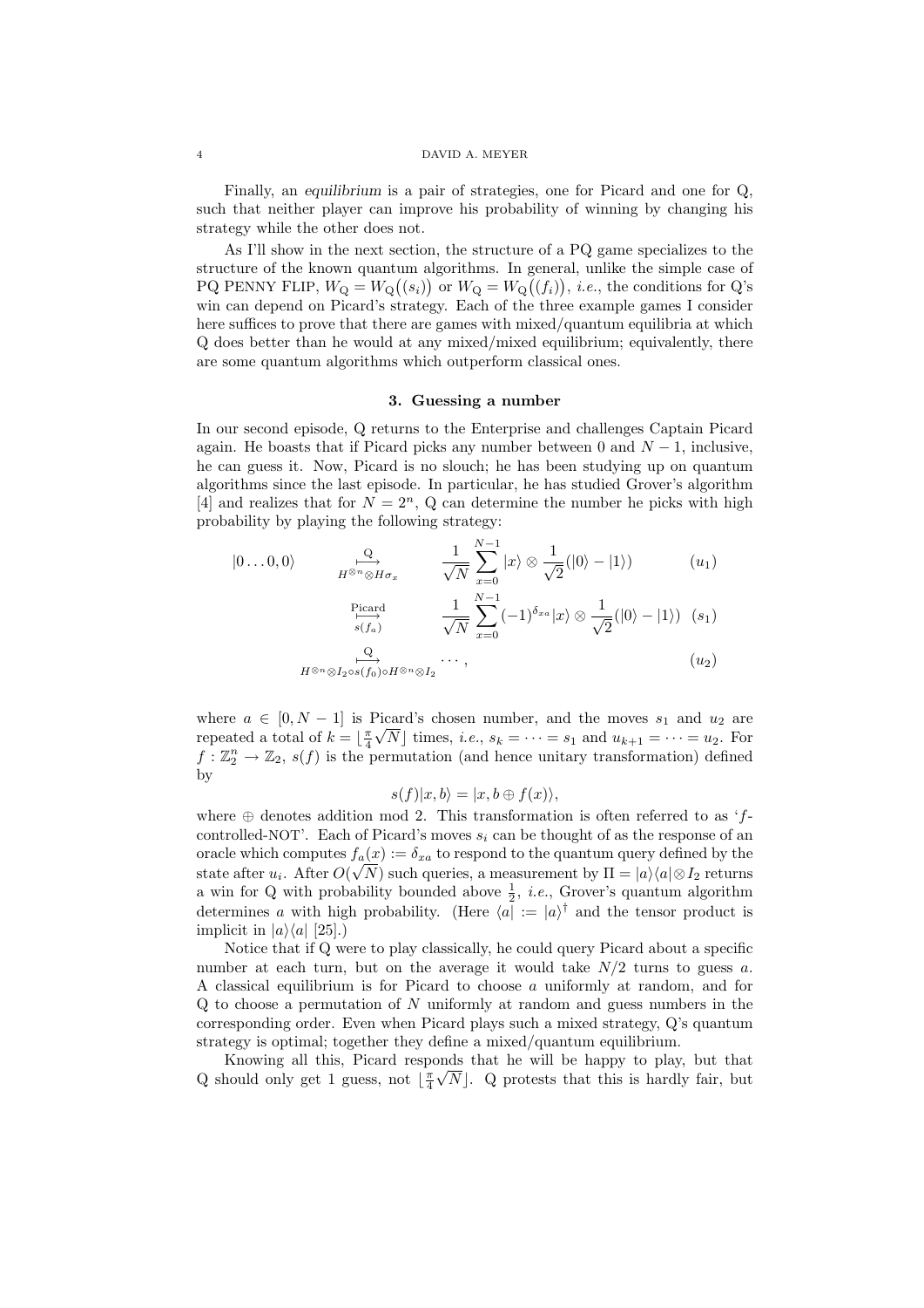Finally, an *equilibrium* is a pair of strategies, one for Picard and one for Q, such that neither player can improve his probability of winning by changing his strategy while the other does not.

As I'll show in the next section, the structure of a PQ game specializes to the structure of the known quantum algorithms. In general, unlike the simple case of PQ PENNY FLIP, $W_{\mathrm{Q}} = W_{\mathrm{Q}}\big((s_i)\big)$ or $W_{\mathrm{Q}} = W_{\mathrm{Q}}\big((f_i)\big)$, *i.e.*, the conditions for Q's win can depend on Picard's strategy. Each of the three example games I consider here suffices to prove that there are games with mixed/quantum equilibria at which Q does better than he would at any mixed/mixed equilibrium; equivalently, there are some quantum algorithms which outperform classical ones.

## 3. Guessing a number

In our second episode, Q returns to the Enterprise and challenges Captain Picard again. He boasts that if Picard picks any number between 0 and $N-1$, inclusive, he can guess it. Now, Picard is no slouch; he has been studying up on quantum algorithms since the last episode. In particular, he has studied Grover's algorithm [4] and realizes that for $N = 2^n$, Q can determine the number he picks with high probability by playing the following strategy:

$$
\begin{aligned}
|0\ldots0,0\rangle \quad &\underset{H^{\otimes n}\otimes H\sigma_x}{\overset{\mathrm{Q}}{\longmapsto}} \quad \frac{1}{\sqrt{N}}\sum_{x=0}^{N-1}|x\rangle\otimes\frac{1}{\sqrt{2}}(|0\rangle-|1\rangle) && (u_1)\\
&\underset{s(f_a)}{\overset{\mathrm{Picard}}{\longmapsto}} \quad \frac{1}{\sqrt{N}}\sum_{x=0}^{N-1}(-1)^{\delta_{xa}}|x\rangle\otimes\frac{1}{\sqrt{2}}(|0\rangle-|1\rangle) && (s_1)\\
&\underset{H^{\otimes n}\otimes I_2\circ s(f_0)\circ H^{\otimes n}\otimes I_2}{\overset{\mathrm{Q}}{\longmapsto}} \quad \cdots, && (u_2)
\end{aligned}
$$

where $a \in [0, N-1]$ is Picard's chosen number, and the moves $s_1$ and $u_2$ are repeated a total of $k = \lfloor\frac{\pi}{4}\sqrt{N}\rfloor$ times, *i.e.*, $s_k = \cdots = s_1$ and $u_{k+1} = \cdots = u_2$. For $f : \mathbb{Z}_2^n \to \mathbb{Z}_2$, $s(f)$ is the permutation (and hence unitary transformation) defined by

$$
s(f)|x,b\rangle = |x, b\oplus f(x)\rangle,
$$

where $\oplus$ denotes addition mod 2. This transformation is often referred to as '$f$-controlled-NOT'. Each of Picard's moves $s_i$ can be thought of as the response of an oracle which computes $f_a(x) := \delta_{xa}$ to respond to the quantum query defined by the state after $u_i$. After $O(\sqrt{N})$ such queries, a measurement by $\Pi = |a\rangle\langle a|\otimes I_2$ returns a win for Q with probability bounded above $\frac{1}{2}$, *i.e.*, Grover's quantum algorithm determines $a$ with high probability. (Here $\langle a| := |a\rangle^\dagger$ and the tensor product is implicit in $|a\rangle\langle a|$ [25].)

Notice that if Q were to play classically, he could query Picard about a specific number at each turn, but on the average it would take $N/2$ turns to guess $a$. A classical equilibrium is for Picard to choose $a$ uniformly at random, and for Q to choose a permutation of $N$ uniformly at random and guess numbers in the corresponding order. Even when Picard plays such a mixed strategy, Q's quantum strategy is optimal; together they define a mixed/quantum equilibrium.

Knowing all this, Picard responds that he will be happy to play, but that Q should only get 1 guess, not $\lfloor\frac{\pi}{4}\sqrt{N}\rfloor$. Q protests that this is hardly fair, but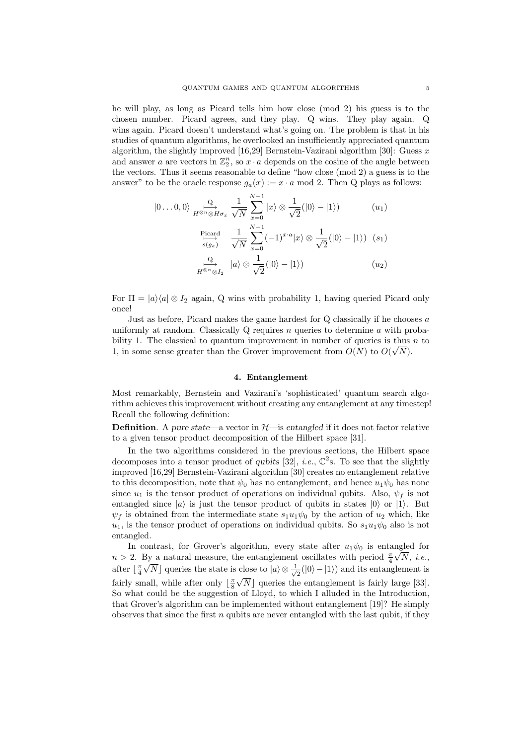he will play, as long as Picard tells him how close (mod 2) his guess is to the chosen number. Picard agrees, and they play. Q wins. They play again. Q wins again. Picard doesn't understand what's going on. The problem is that in his studies of quantum algorithms, he overlooked an insufficiently appreciated quantum algorithm, the slightly improved [16,29] Bernstein-Vazirani algorithm [30]: Guess $x$ and answer $a$ are vectors in $\mathbb{Z}_2^n$, so $x \cdot a$ depends on the cosine of the angle between the vectors. Thus it seems reasonable to define "how close (mod 2) a guess is to the answer" to be the oracle response $g_a(x) := x \cdot a \bmod 2$. Then Q plays as follows:

$$
\begin{aligned}
|0\ldots 0,0\rangle \;& \underset{H^{\otimes n}\otimes H\sigma_x}{\overset{\text{Q}}{\longmapsto}} \; \frac{1}{\sqrt{N}}\sum_{x=0}^{N-1}|x\rangle \otimes \frac{1}{\sqrt{2}}(|0\rangle - |1\rangle) && (u_1)\\
& \underset{s(g_a)}{\overset{\text{Picard}}{\longmapsto}} \; \frac{1}{\sqrt{N}}\sum_{x=0}^{N-1}(-1)^{x\cdot a}|x\rangle \otimes \frac{1}{\sqrt{2}}(|0\rangle - |1\rangle) && (s_1)\\
& \underset{H^{\otimes n}\otimes I_2}{\overset{\text{Q}}{\longmapsto}} \; |a\rangle \otimes \frac{1}{\sqrt{2}}(|0\rangle - |1\rangle) && (u_2)
\end{aligned}
$$

For $\Pi = |a\rangle\langle a| \otimes I_2$ again, Q wins with probability 1, having queried Picard only once!

Just as before, Picard makes the game hardest for Q classically if he chooses $a$ uniformly at random. Classically Q requires $n$ queries to determine $a$ with probability 1. The classical to quantum improvement in number of queries is thus $n$ to 1, in some sense greater than the Grover improvement from $O(N)$ to $O(\sqrt{N})$.

## 4. Entanglement

Most remarkably, Bernstein and Vazirani's 'sophisticated' quantum search algorithm achieves this improvement without creating any entanglement at any timestep! Recall the following definition:

**Definition**. A *pure state*—a vector in $\mathcal{H}$—is *entangled* if it does not factor relative to a given tensor product decomposition of the Hilbert space [31].

In the two algorithms considered in the previous sections, the Hilbert space decomposes into a tensor product of *qubits* [32], *i.e.*, $\mathbb{C}^2$s. To see that the slightly improved [16,29] Bernstein-Vazirani algorithm [30] creates no entanglement relative to this decomposition, note that $\psi_0$ has no entanglement, and hence $u_1\psi_0$ has none since $u_1$ is the tensor product of operations on individual qubits. Also, $\psi_f$ is not entangled since $|a\rangle$ is just the tensor product of qubits in states $|0\rangle$ or $|1\rangle$. But $\psi_f$ is obtained from the intermediate state $s_1u_1\psi_0$ by the action of $u_2$ which, like $u_1$, is the tensor product of operations on individual qubits. So $s_1u_1\psi_0$ also is not entangled.

In contrast, for Grover's algorithm, every state after $u_1\psi_0$ is entangled for $n > 2$. By a natural measure, the entanglement oscillates with period $\frac{\pi}{4}\sqrt{N}$, *i.e.*, after $\lfloor\frac{\pi}{4}\sqrt{N}\rfloor$ queries the state is close to $|a\rangle \otimes \frac{1}{\sqrt{2}}(|0\rangle - |1\rangle)$ and its entanglement is fairly small, while after only $\lfloor\frac{\pi}{8}\sqrt{N}\rfloor$ queries the entanglement is fairly large [33]. So what could be the suggestion of Lloyd, to which I alluded in the Introduction, that Grover's algorithm can be implemented without entanglement [19]? He simply observes that since the first $n$ qubits are never entangled with the last qubit, if they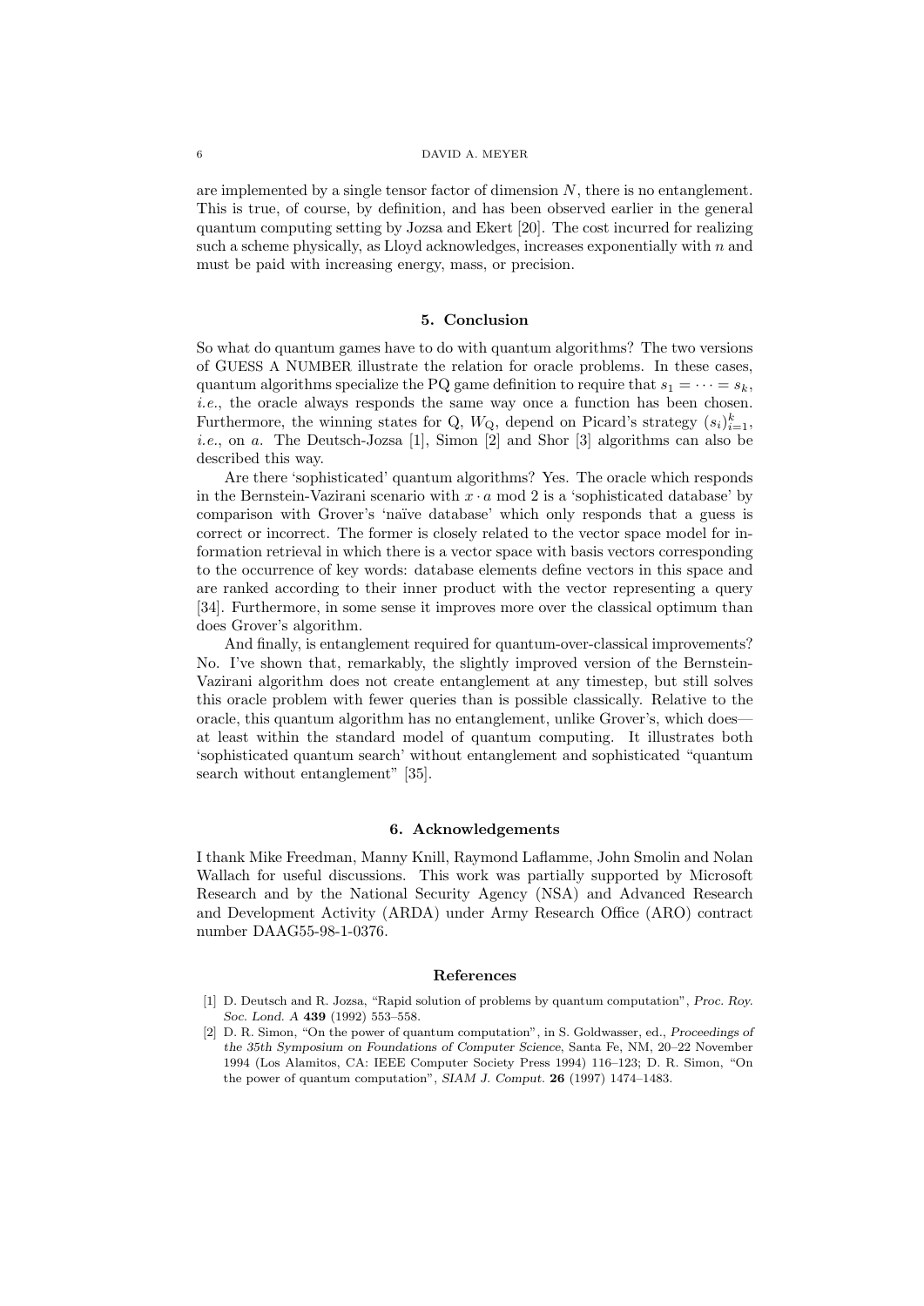are implemented by a single tensor factor of dimension $N$, there is no entanglement. This is true, of course, by definition, and has been observed earlier in the general quantum computing setting by Jozsa and Ekert [20]. The cost incurred for realizing such a scheme physically, as Lloyd acknowledges, increases exponentially with $n$ and must be paid with increasing energy, mass, or precision.

## 5. Conclusion

So what do quantum games have to do with quantum algorithms? The two versions of GUESS A NUMBER illustrate the relation for oracle problems. In these cases, quantum algorithms specialize the PQ game definition to require that $s_1 = \cdots = s_k$, *i.e.*, the oracle always responds the same way once a function has been chosen. Furthermore, the winning states for Q, $W_{\mathrm{Q}}$, depend on Picard's strategy $(s_i)_{i=1}^k$, *i.e.*, on $a$. The Deutsch-Jozsa [1], Simon [2] and Shor [3] algorithms can also be described this way.

Are there 'sophisticated' quantum algorithms? Yes. The oracle which responds in the Bernstein-Vazirani scenario with $x \cdot a \bmod 2$ is a 'sophisticated database' by comparison with Grover's 'naïve database' which only responds that a guess is correct or incorrect. The former is closely related to the vector space model for information retrieval in which there is a vector space with basis vectors corresponding to the occurrence of key words: database elements define vectors in this space and are ranked according to their inner product with the vector representing a query [34]. Furthermore, in some sense it improves more over the classical optimum than does Grover's algorithm.

And finally, is entanglement required for quantum-over-classical improvements? No. I've shown that, remarkably, the slightly improved version of the Bernstein-Vazirani algorithm does not create entanglement at any timestep, but still solves this oracle problem with fewer queries than is possible classically. Relative to the oracle, this quantum algorithm has no entanglement, unlike Grover's, which does—at least within the standard model of quantum computing. It illustrates both 'sophisticated quantum search' without entanglement and sophisticated "quantum search without entanglement" [35].

## 6. Acknowledgements

I thank Mike Freedman, Manny Knill, Raymond Laflamme, John Smolin and Nolan Wallach for useful discussions. This work was partially supported by Microsoft Research and by the National Security Agency (NSA) and Advanced Research and Development Activity (ARDA) under Army Research Office (ARO) contract number DAAG55-98-1-0376.

## References

[1] D. Deutsch and R. Jozsa, "Rapid solution of problems by quantum computation", *Proc. Roy. Soc. Lond. A* **439** (1992) 553–558.

[2] D. R. Simon, "On the power of quantum computation", in S. Goldwasser, ed., *Proceedings of the 35th Symposium on Foundations of Computer Science*, Santa Fe, NM, 20–22 November 1994 (Los Alamitos, CA: IEEE Computer Society Press 1994) 116–123; D. R. Simon, "On the power of quantum computation", *SIAM J. Comput.* **26** (1997) 1474–1483.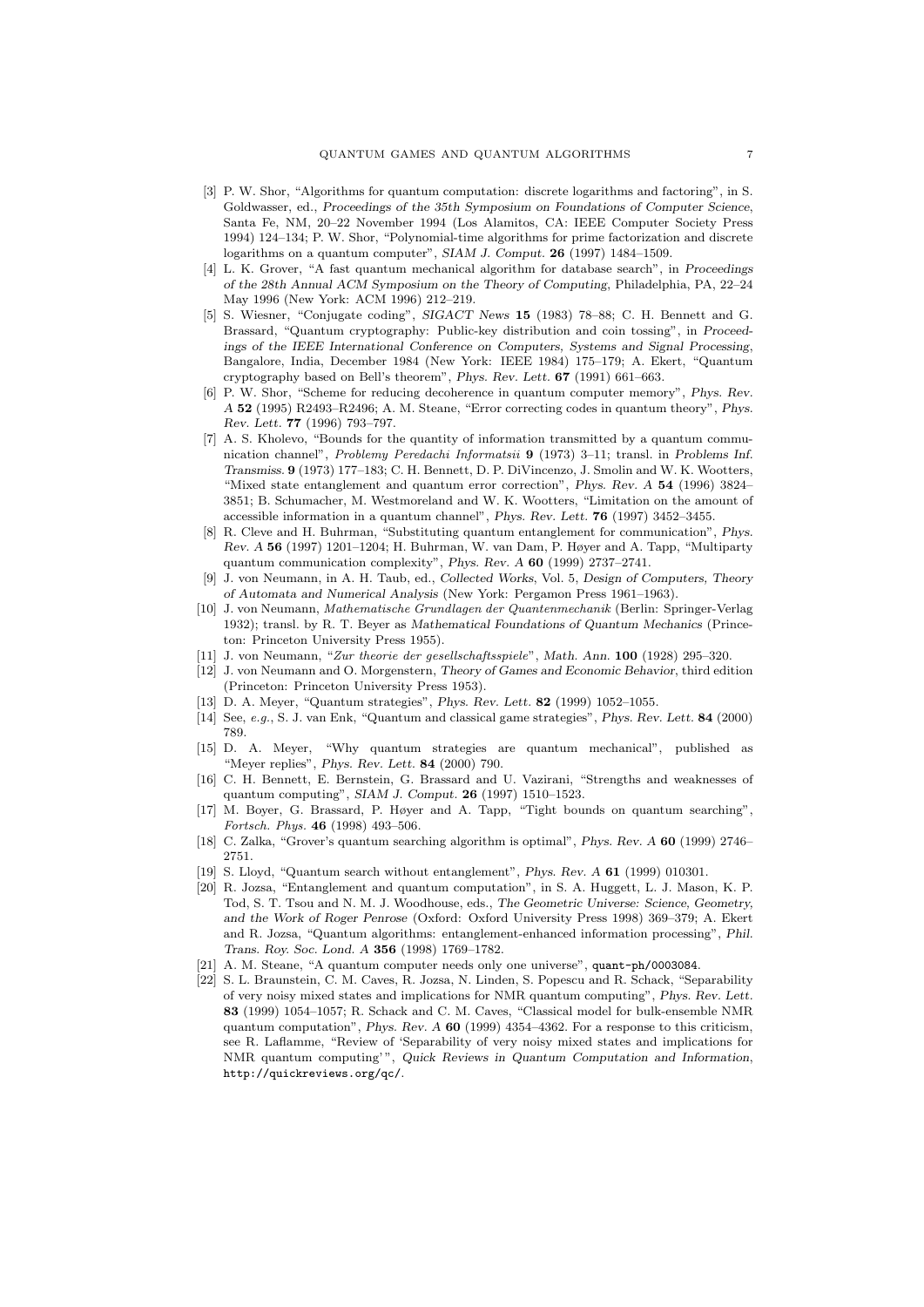[3] P. W. Shor, "Algorithms for quantum computation: discrete logarithms and factoring", in S. Goldwasser, ed., *Proceedings of the 35th Symposium on Foundations of Computer Science*, Santa Fe, NM, 20–22 November 1994 (Los Alamitos, CA: IEEE Computer Society Press 1994) 124–134; P. W. Shor, "Polynomial-time algorithms for prime factorization and discrete logarithms on a quantum computer", *SIAM J. Comput.* **26** (1997) 1484–1509.

[4] L. K. Grover, "A fast quantum mechanical algorithm for database search", in *Proceedings of the 28th Annual ACM Symposium on the Theory of Computing*, Philadelphia, PA, 22–24 May 1996 (New York: ACM 1996) 212–219.

[5] S. Wiesner, "Conjugate coding", *SIGACT News* **15** (1983) 78–88; C. H. Bennett and G. Brassard, "Quantum cryptography: Public-key distribution and coin tossing", in *Proceedings of the IEEE International Conference on Computers, Systems and Signal Processing*, Bangalore, India, December 1984 (New York: IEEE 1984) 175–179; A. Ekert, "Quantum cryptography based on Bell's theorem", *Phys. Rev. Lett.* **67** (1991) 661–663.

[6] P. W. Shor, "Scheme for reducing decoherence in quantum computer memory", *Phys. Rev. A* **52** (1995) R2493–R2496; A. M. Steane, "Error correcting codes in quantum theory", *Phys. Rev. Lett.* **77** (1996) 793–797.

[7] A. S. Kholevo, "Bounds for the quantity of information transmitted by a quantum communication channel", *Problemy Peredachi Informatsii* **9** (1973) 3–11; transl. in *Problems Inf. Transmiss.* **9** (1973) 177–183; C. H. Bennett, D. P. DiVincenzo, J. Smolin and W. K. Wootters, "Mixed state entanglement and quantum error correction", *Phys. Rev. A* **54** (1996) 3824–3851; B. Schumacher, M. Westmoreland and W. K. Wootters, "Limitation on the amount of accessible information in a quantum channel", *Phys. Rev. Lett.* **76** (1997) 3452–3455.

[8] R. Cleve and H. Buhrman, "Substituting quantum entanglement for communication", *Phys. Rev. A* **56** (1997) 1201–1204; H. Buhrman, W. van Dam, P. Høyer and A. Tapp, "Multiparty quantum communication complexity", *Phys. Rev. A* **60** (1999) 2737–2741.

[9] J. von Neumann, in A. H. Taub, ed., *Collected Works*, Vol. 5, *Design of Computers, Theory of Automata and Numerical Analysis* (New York: Pergamon Press 1961–1963).

[10] J. von Neumann, *Mathematische Grundlagen der Quantenmechanik* (Berlin: Springer-Verlag 1932); transl. by R. T. Beyer as *Mathematical Foundations of Quantum Mechanics* (Princeton: Princeton University Press 1955).

[11] J. von Neumann, "*Zur theorie der gesellschaftsspiele*", *Math. Ann.* **100** (1928) 295–320.

[12] J. von Neumann and O. Morgenstern, *Theory of Games and Economic Behavior*, third edition (Princeton: Princeton University Press 1953).

[13] D. A. Meyer, "Quantum strategies", *Phys. Rev. Lett.* **82** (1999) 1052–1055.

[14] See, *e.g.*, S. J. van Enk, "Quantum and classical game strategies", *Phys. Rev. Lett.* **84** (2000) 789.

[15] D. A. Meyer, "Why quantum strategies are quantum mechanical", published as "Meyer replies", *Phys. Rev. Lett.* **84** (2000) 790.

[16] C. H. Bennett, E. Bernstein, G. Brassard and U. Vazirani, "Strengths and weaknesses of quantum computing", *SIAM J. Comput.* **26** (1997) 1510–1523.

[17] M. Boyer, G. Brassard, P. Høyer and A. Tapp, "Tight bounds on quantum searching", *Fortsch. Phys.* **46** (1998) 493–506.

[18] C. Zalka, "Grover's quantum searching algorithm is optimal", *Phys. Rev. A* **60** (1999) 2746–2751.

[19] S. Lloyd, "Quantum search without entanglement", *Phys. Rev. A* **61** (1999) 010301.

[20] R. Jozsa, "Entanglement and quantum computation", in S. A. Huggett, L. J. Mason, K. P. Tod, S. T. Tsou and N. M. J. Woodhouse, eds., *The Geometric Universe: Science, Geometry, and the Work of Roger Penrose* (Oxford: Oxford University Press 1998) 369–379; A. Ekert and R. Jozsa, "Quantum algorithms: entanglement-enhanced information processing", *Phil. Trans. Roy. Soc. Lond. A* **356** (1998) 1769–1782.

[21] A. M. Steane, "A quantum computer needs only one universe", `quant-ph/0003084`.

[22] S. L. Braunstein, C. M. Caves, R. Jozsa, N. Linden, S. Popescu and R. Schack, "Separability of very noisy mixed states and implications for NMR quantum computing", *Phys. Rev. Lett.* **83** (1999) 1054–1057; R. Schack and C. M. Caves, "Classical model for bulk-ensemble NMR quantum computation", *Phys. Rev. A* **60** (1999) 4354–4362. For a response to this criticism, see R. Laflamme, "Review of 'Separability of very noisy mixed states and implications for NMR quantum computing'", *Quick Reviews in Quantum Computation and Information*, `http://quickreviews.org/qc/`.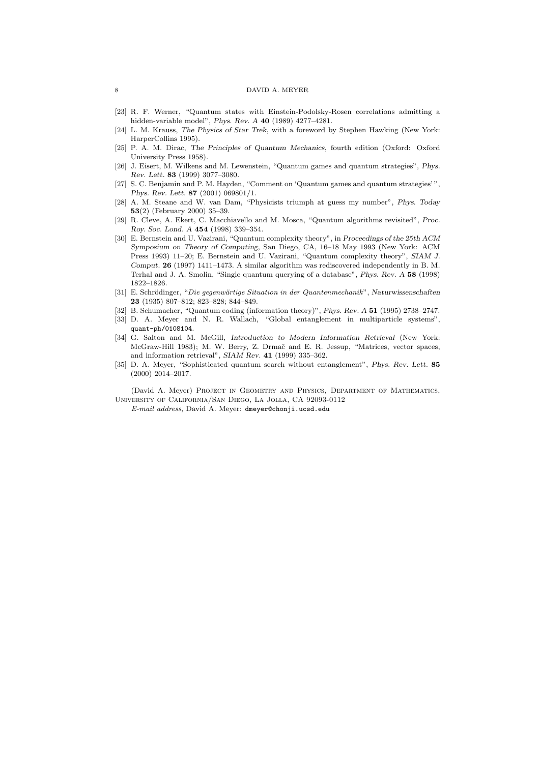[23] R. F. Werner, "Quantum states with Einstein-Podolsky-Rosen correlations admitting a hidden-variable model", *Phys. Rev. A* **40** (1989) 4277–4281.

[24] L. M. Krauss, *The Physics of Star Trek*, with a foreword by Stephen Hawking (New York: HarperCollins 1995).

[25] P. A. M. Dirac, *The Principles of Quantum Mechanics*, fourth edition (Oxford: Oxford University Press 1958).

[26] J. Eisert, M. Wilkens and M. Lewenstein, "Quantum games and quantum strategies", *Phys. Rev. Lett.* **83** (1999) 3077–3080.

[27] S. C. Benjamin and P. M. Hayden, "Comment on 'Quantum games and quantum strategies'", *Phys. Rev. Lett.* **87** (2001) 069801/1.

[28] A. M. Steane and W. van Dam, "Physicists triumph at guess my number", *Phys. Today* **53**(2) (February 2000) 35–39.

[29] R. Cleve, A. Ekert, C. Macchiavello and M. Mosca, "Quantum algorithms revisited", *Proc. Roy. Soc. Lond. A* **454** (1998) 339–354.

[30] E. Bernstein and U. Vazirani, "Quantum complexity theory", in *Proceedings of the 25th ACM Symposium on Theory of Computing*, San Diego, CA, 16–18 May 1993 (New York: ACM Press 1993) 11–20; E. Bernstein and U. Vazirani, "Quantum complexity theory", *SIAM J. Comput.* **26** (1997) 1411–1473. A similar algorithm was rediscovered independently in B. M. Terhal and J. A. Smolin, "Single quantum querying of a database", *Phys. Rev. A* **58** (1998) 1822–1826.

[31] E. Schrödinger, "*Die gegenwärtige Situation in der Quantenmechanik*", *Naturwissenschaften* **23** (1935) 807–812; 823–828; 844–849.

[32] B. Schumacher, "Quantum coding (information theory)", *Phys. Rev. A* **51** (1995) 2738–2747.

[33] D. A. Meyer and N. R. Wallach, "Global entanglement in multiparticle systems", `quant-ph/0108104`.

[34] G. Salton and M. McGill, *Introduction to Modern Information Retrieval* (New York: McGraw-Hill 1983); M. W. Berry, Z. Drmač and E. R. Jessup, "Matrices, vector spaces, and information retrieval", *SIAM Rev.* **41** (1999) 335–362.

[35] D. A. Meyer, "Sophisticated quantum search without entanglement", *Phys. Rev. Lett.* **85** (2000) 2014–2017.

(David A. Meyer) Project in Geometry and Physics, Department of Mathematics, University of California/San Diego, La Jolla, CA 92093-0112

*E-mail address*, David A. Meyer: `dmeyer@chonji.ucsd.edu`